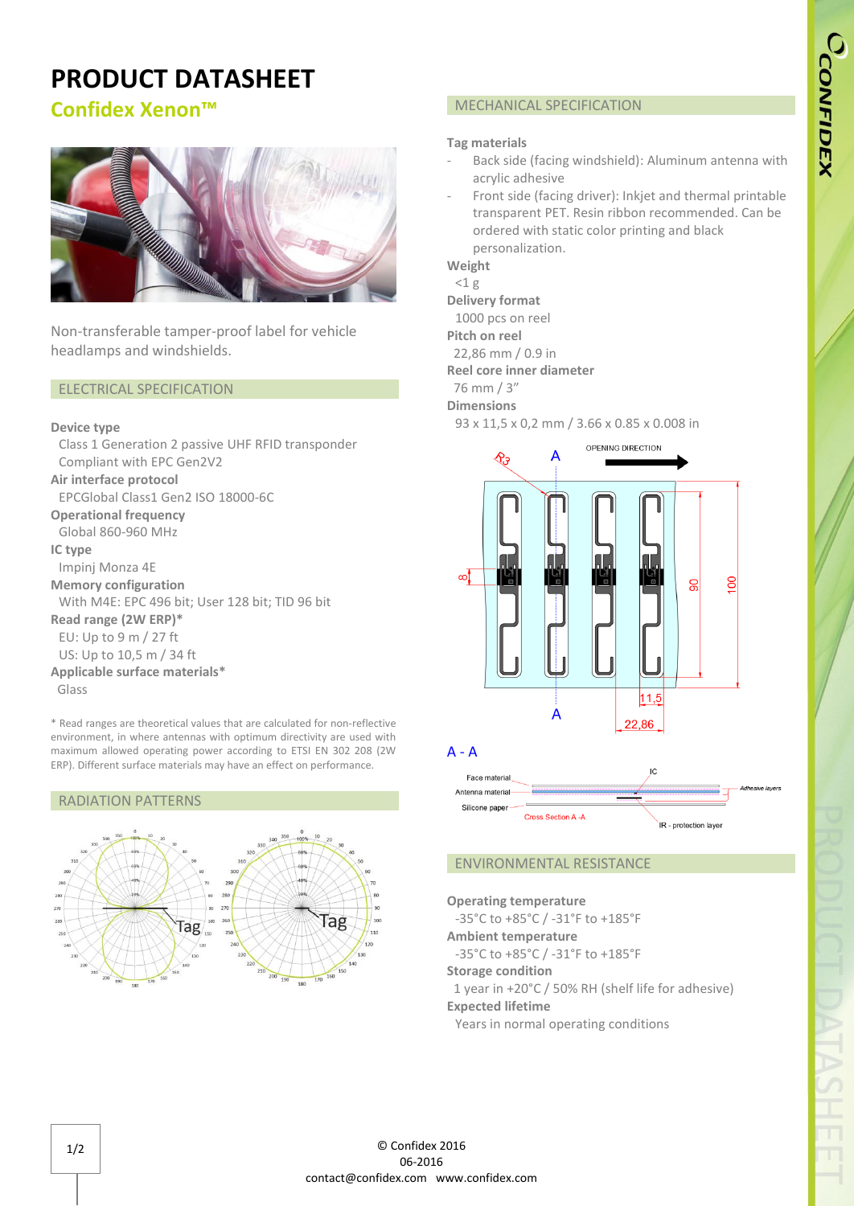# PRODUCT DATASHEET

## Confidex Xenon™

Non-transferable tamper-proof label for vehicle headlamps and windshields.

## ELECTRICAL SPECIFICATION

**Device type**
Class 1 Generation 2 passive UHF RFID transponder
Compliant with EPC Gen2V2

**Air interface protocol**
EPCGlobal Class1 Gen2 ISO 18000-6C

**Operational frequency**
Global 860-960 MHz

**IC type**
Impinj Monza 4E

**Memory configuration**
With M4E: EPC 496 bit; User 128 bit; TID 96 bit

**Read range (2W ERP)***
EU: Up to 9 m / 27 ft
US: Up to 10,5 m / 34 ft

**Applicable surface materials***
Glass

* Read ranges are theoretical values that are calculated for non-reflective environment, in where antennas with optimum directivity are used with maximum allowed operating power according to ETSI EN 302 208 (2W ERP). Different surface materials may have an effect on performance.

## RADIATION PATTERNS

## MECHANICAL SPECIFICATION

**Tag materials**
- Back side (facing windshield): Aluminum antenna with acrylic adhesive
- Front side (facing driver): Inkjet and thermal printable transparent PET. Resin ribbon recommended. Can be ordered with static color printing and black personalization.

**Weight**
<1 g

**Delivery format**
1000 pcs on reel

**Pitch on reel**
22,86 mm / 0.9 in

**Reel core inner diameter**
76 mm / 3"

**Dimensions**
93 x 11,5 x 0,2 mm / 3.66 x 0.85 x 0.008 in

## ENVIRONMENTAL RESISTANCE

**Operating temperature**
-35°C to +85°C / -31°F to +185°F

**Ambient temperature**
-35°C to +85°C / -31°F to +185°F

**Storage condition**
1 year in +20°C / 50% RH (shelf life for adhesive)

**Expected lifetime**
Years in normal operating conditions

© Confidex 2016
06-2016
contact@confidex.com www.confidex.com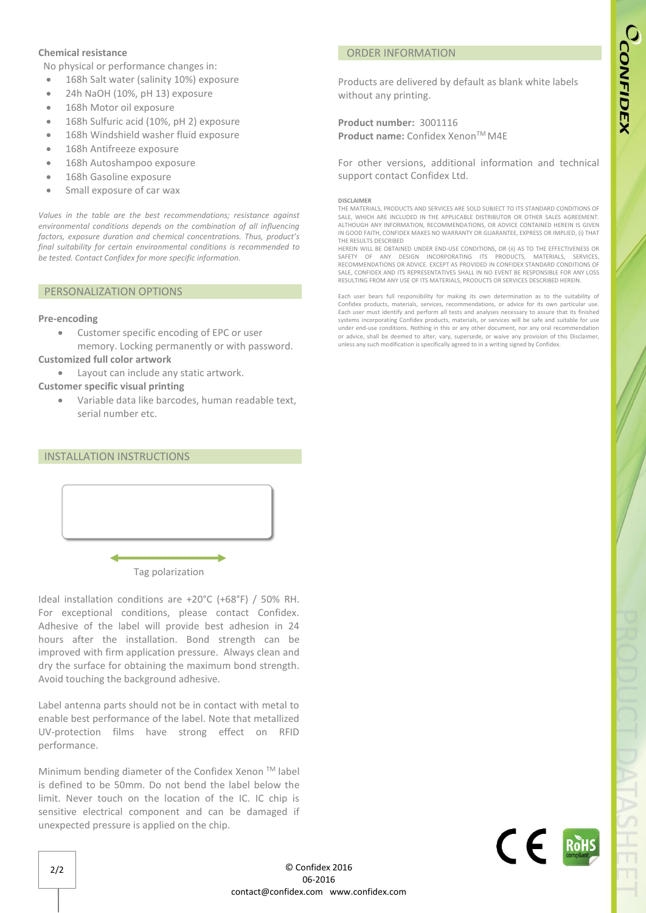**Chemical resistance**

No physical or performance changes in:

- 168h Salt water (salinity 10%) exposure
- 24h NaOH (10%, pH 13) exposure
- 168h Motor oil exposure
- 168h Sulfuric acid (10%, pH 2) exposure
- 168h Windshield washer fluid exposure
- 168h Antifreeze exposure
- 168h Autoshampoo exposure
- 168h Gasoline exposure
- Small exposure of car wax

*Values in the table are the best recommendations; resistance against environmental conditions depends on the combination of all influencing factors, exposure duration and chemical concentrations. Thus, product's final suitability for certain environmental conditions is recommended to be tested. Contact Confidex for more specific information.*

## PERSONALIZATION OPTIONS

**Pre-encoding**

- Customer specific encoding of EPC or user memory. Locking permanently or with password.

**Customized full color artwork**

- Layout can include any static artwork.

**Customer specific visual printing**

- Variable data like barcodes, human readable text, serial number etc.

## INSTALLATION INSTRUCTIONS

Tag polarization

Ideal installation conditions are +20°C (+68°F) / 50% RH. For exceptional conditions, please contact Confidex. Adhesive of the label will provide best adhesion in 24 hours after the installation. Bond strength can be improved with firm application pressure. Always clean and dry the surface for obtaining the maximum bond strength. Avoid touching the background adhesive.

Label antenna parts should not be in contact with metal to enable best performance of the label. Note that metallized UV-protection films have strong effect on RFID performance.

Minimum bending diameter of the Confidex Xenon ™ label is defined to be 50mm. Do not bend the label below the limit. Never touch on the location of the IC. IC chip is sensitive electrical component and can be damaged if unexpected pressure is applied on the chip.

## ORDER INFORMATION

Products are delivered by default as blank white labels without any printing.

**Product number:** 3001116
**Product name:** Confidex Xenon™ M4E

For other versions, additional information and technical support contact Confidex Ltd.

**DISCLAIMER**

THE MATERIALS, PRODUCTS AND SERVICES ARE SOLD SUBJECT TO ITS STANDARD CONDITIONS OF SALE, WHICH ARE INCLUDED IN THE APPLICABLE DISTRIBUTOR OR OTHER SALES AGREEMENT. ALTHOUGH ANY INFORMATION, RECOMMENDATIONS, OR ADVICE CONTAINED HEREIN IS GIVEN IN GOOD FAITH, CONFIDEX MAKES NO WARRANTY OR GUARANTEE, EXPRESS OR IMPLIED, (i) THAT THE RESULTS DESCRIBED HEREIN WILL BE OBTAINED UNDER END-USE CONDITIONS, OR (ii) AS TO THE EFFECTIVENESS OR SAFETY OF ANY DESIGN INCORPORATING ITS PRODUCTS, MATERIALS, SERVICES, RECOMMENDATIONS OR ADVICE. EXCEPT AS PROVIDED IN CONFIDEX STANDARD CONDITIONS OF SALE, CONFIDEX AND ITS REPRESENTATIVES SHALL IN NO EVENT BE RESPONSIBLE FOR ANY LOSS RESULTING FROM ANY USE OF ITS MATERIALS, PRODUCTS OR SERVICES DESCRIBED HEREIN.

Each user bears full responsibility for making its own determination as to the suitability of Confidex products, materials, services, recommendations, or advice for its own particular use. Each user must identify and perform all tests and analyses necessary to assure that its finished systems incorporating Confidex products, materials, or services will be safe and suitable for use under end-use conditions. Nothing in this or any other document, nor any oral recommendation or advice, shall be deemed to alter, vary, supersede, or waive any provision of this Disclaimer, unless any such modification is specifically agreed to in a writing signed by Confidex.

© Confidex 2016
06-2016
contact@confidex.com www.confidex.com